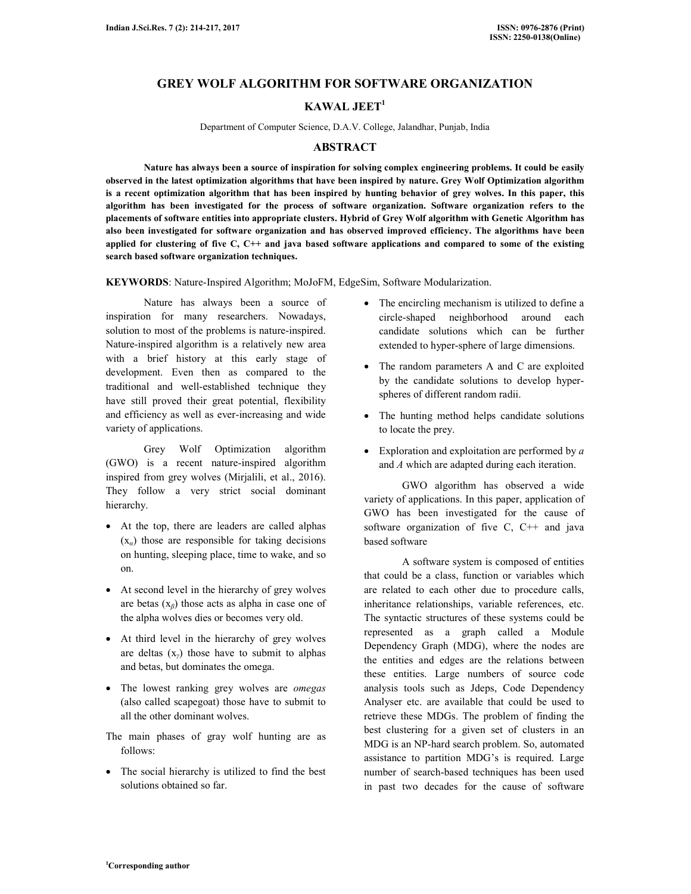# GREY WOLF ALGORITHM FOR SOFTWARE ORGANIZATION

## KAWAL JEET[1]

Department of Computer Science, D.A.V. College, Jalandhar, Punjab, India

## ABSTRACT

**Nature has always been a source of inspiration for solving complex engineering problems. It could be easily observed in the latest optimization algorithms that have been inspired by nature. Grey Wolf Optimization algorithm is a recent optimization algorithm that has been inspired by hunting behavior of grey wolves. In this paper, this algorithm has been investigated for the process of software organization. Software organization refers to the placements of software entities into appropriate clusters. Hybrid of Grey Wolf algorithm with Genetic Algorithm has also been investigated for software organization and has observed improved efficiency. The algorithms have been applied for clustering of five C, C++ and java based software applications and compared to some of the existing search based software organization techniques.**

**KEYWORDS**: Nature-Inspired Algorithm; MoJoFM, EdgeSim, Software Modularization.

Nature has always been a source of inspiration for many researchers. Nowadays, solution to most of the problems is nature-inspired. Nature-inspired algorithm is a relatively new area with a brief history at this early stage of development. Even then as compared to the traditional and well-established technique they have still proved their great potential, flexibility and efficiency as well as ever-increasing and wide variety of applications.

Grey Wolf Optimization algorithm (GWO) is a recent nature-inspired algorithm inspired from grey wolves (Mirjalili, et al., 2016). They follow a very strict social dominant hierarchy.

- At the top, there are leaders are called alphas ($x_\alpha$) those are responsible for taking decisions on hunting, sleeping place, time to wake, and so on.
- At second level in the hierarchy of grey wolves are betas ($x_\beta$) those acts as alpha in case one of the alpha wolves dies or becomes very old.
- At third level in the hierarchy of grey wolves are deltas ($x_\gamma$) those have to submit to alphas and betas, but dominates the omega.
- The lowest ranking grey wolves are *omegas* (also called scapegoat) those have to submit to all the other dominant wolves.

The main phases of gray wolf hunting are as follows:

- The social hierarchy is utilized to find the best solutions obtained so far.
- The encircling mechanism is utilized to define a circle-shaped neighborhood around each candidate solutions which can be further extended to hyper-sphere of large dimensions.
- The random parameters A and C are exploited by the candidate solutions to develop hyper-spheres of different random radii.
- The hunting method helps candidate solutions to locate the prey.
- Exploration and exploitation are performed by *a* and *A* which are adapted during each iteration.

GWO algorithm has observed a wide variety of applications. In this paper, application of GWO has been investigated for the cause of software organization of five C, C++ and java based software

A software system is composed of entities that could be a class, function or variables which are related to each other due to procedure calls, inheritance relationships, variable references, etc. The syntactic structures of these systems could be represented as a graph called a Module Dependency Graph (MDG), where the nodes are the entities and edges are the relations between these entities. Large numbers of source code analysis tools such as Jdeps, Code Dependency Analyser etc. are available that could be used to retrieve these MDGs. The problem of finding the best clustering for a given set of clusters in an MDG is an NP-hard search problem. So, automated assistance to partition MDG's is required. Large number of search-based techniques has been used in past two decades for the cause of software

[1]Corresponding author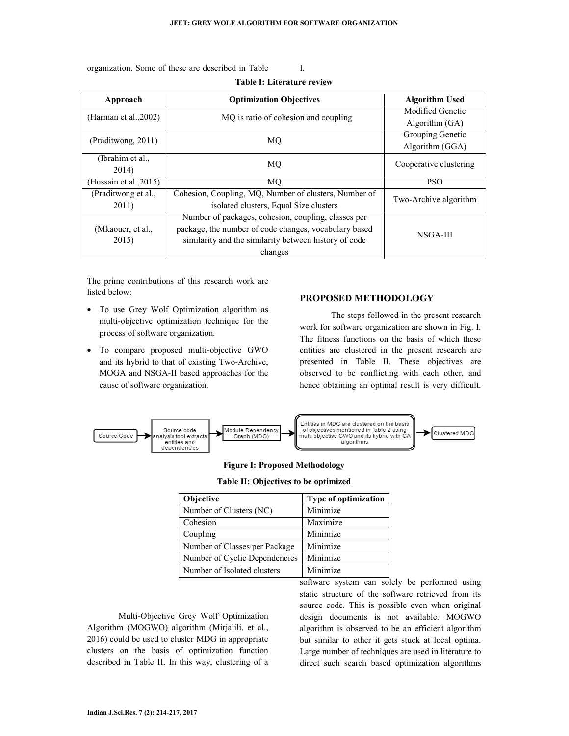organization. Some of these are described in Table I.

**Table I: Literature review**

| Approach | Optimization Objectives | Algorithm Used |
|---|---|---|
| (Harman et al.,2002) | MQ is ratio of cohesion and coupling | Modified Genetic Algorithm (GA) |
| (Praditwong, 2011) | MQ | Grouping Genetic Algorithm (GGA) |
| (Ibrahim et al., 2014) | MQ | Cooperative clustering |
| (Hussain et al.,2015) | MQ | PSO |
| (Praditwong et al., 2011) | Cohesion, Coupling, MQ, Number of clusters, Number of isolated clusters, Equal Size clusters | Two-Archive algorithm |
| (Mkaouer, et al., 2015) | Number of packages, cohesion, coupling, classes per package, the number of code changes, vocabulary based similarity and the similarity between history of code changes | NSGA-III |

The prime contributions of this research work are listed below:

- To use Grey Wolf Optimization algorithm as multi-objective optimization technique for the process of software organization.
- To compare proposed multi-objective GWO and its hybrid to that of existing Two-Archive, MOGA and NSGA-II based approaches for the cause of software organization.

## PROPOSED METHODOLOGY

The steps followed in the present research work for software organization are shown in Fig. I. The fitness functions on the basis of which these entities are clustered in the present research are presented in Table II. These objectives are observed to be conflicting with each other, and hence obtaining an optimal result is very difficult.

Source Code → Source code analysis tool extracts entities and dependencies → Module Dependency Graph (MDG) → Entities in MDG are clustered on the basis of objectives mentioned in Table 2 using multi-objective GWO and its hybrid with GA algorithms → Clustered MDG

**Figure I: Proposed Methodology**

**Table II: Objectives to be optimized**

| Objective | Type of optimization |
|---|---|
| Number of Clusters (NC) | Minimize |
| Cohesion | Maximize |
| Coupling | Minimize |
| Number of Classes per Package | Minimize |
| Number of Cyclic Dependencies | Minimize |
| Number of Isolated clusters | Minimize |

Multi-Objective Grey Wolf Optimization Algorithm (MOGWO) algorithm (Mirjalili, et al., 2016) could be used to cluster MDG in appropriate clusters on the basis of optimization function described in Table II. In this way, clustering of a software system can solely be performed using static structure of the software retrieved from its source code. This is possible even when original design documents is not available. MOGWO algorithm is observed to be an efficient algorithm but similar to other it gets stuck at local optima. Large number of techniques are used in literature to direct such search based optimization algorithms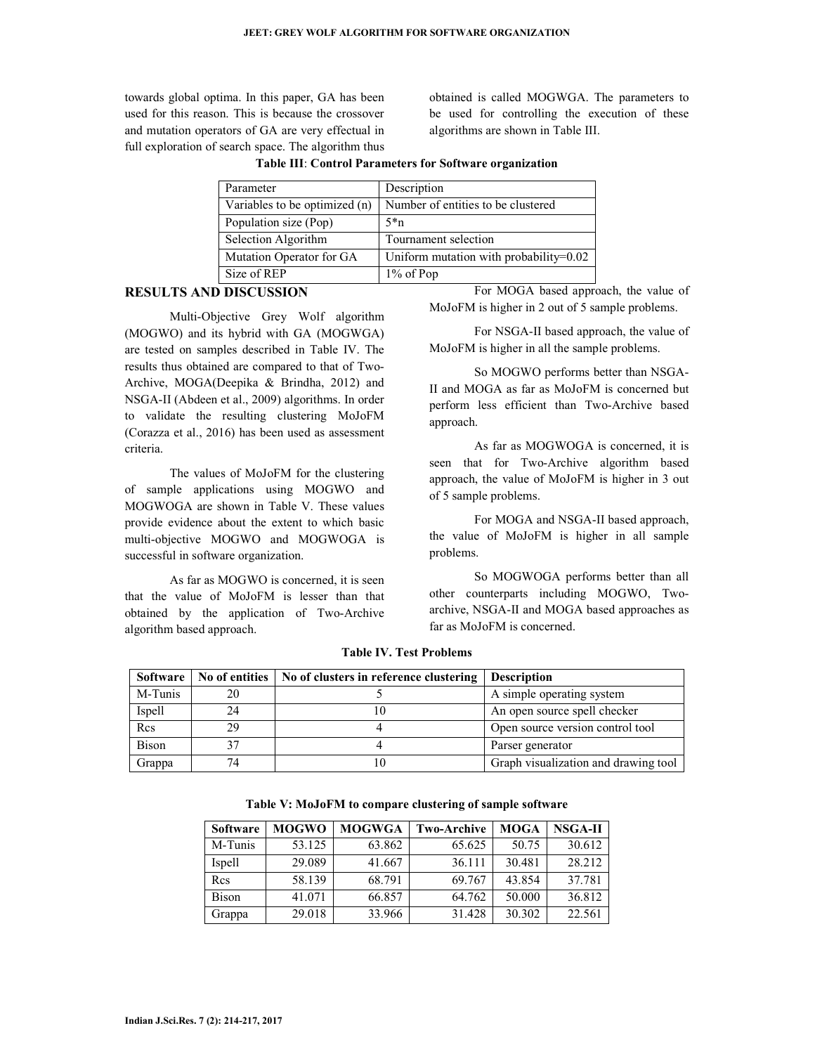towards global optima. In this paper, GA has been used for this reason. This is because the crossover and mutation operators of GA are very effectual in full exploration of search space. The algorithm thus obtained is called MOGWGA. The parameters to be used for controlling the execution of these algorithms are shown in Table III.

**Table III**: **Control Parameters for Software organization**

| Parameter | Description |
|---|---|
| Variables to be optimized (n) | Number of entities to be clustered |
| Population size (Pop) | 5*n |
| Selection Algorithm | Tournament selection |
| Mutation Operator for GA | Uniform mutation with probability=0.02 |
| Size of REP | 1% of Pop |

## RESULTS AND DISCUSSION

Multi-Objective Grey Wolf algorithm (MOGWO) and its hybrid with GA (MOGWGA) are tested on samples described in Table IV. The results thus obtained are compared to that of Two-Archive, MOGA(Deepika & Brindha, 2012) and NSGA-II (Abdeen et al., 2009) algorithms. In order to validate the resulting clustering MoJoFM (Corazza et al., 2016) has been used as assessment criteria.

The values of MoJoFM for the clustering of sample applications using MOGWO and MOGWOGA are shown in Table V. These values provide evidence about the extent to which basic multi-objective MOGWO and MOGWOGA is successful in software organization.

As far as MOGWO is concerned, it is seen that the value of MoJoFM is lesser than that obtained by the application of Two-Archive algorithm based approach.

For MOGA based approach, the value of MoJoFM is higher in 2 out of 5 sample problems.

For NSGA-II based approach, the value of MoJoFM is higher in all the sample problems.

So MOGWO performs better than NSGA-II and MOGA as far as MoJoFM is concerned but perform less efficient than Two-Archive based approach.

As far as MOGWOGA is concerned, it is seen that for Two-Archive algorithm based approach, the value of MoJoFM is higher in 3 out of 5 sample problems.

For MOGA and NSGA-II based approach, the value of MoJoFM is higher in all sample problems.

So MOGWOGA performs better than all other counterparts including MOGWO, Two-archive, NSGA-II and MOGA based approaches as far as MoJoFM is concerned.

**Table IV. Test Problems**

| Software | No of entities | No of clusters in reference clustering | Description |
|---|---|---|---|
| M-Tunis | 20 | 5 | A simple operating system |
| Ispell | 24 | 10 | An open source spell checker |
| Rcs | 29 | 4 | Open source version control tool |
| Bison | 37 | 4 | Parser generator |
| Grappa | 74 | 10 | Graph visualization and drawing tool |

**Table V: MoJoFM to compare clustering of sample software**

| Software | MOGWO | MOGWGA | Two-Archive | MOGA | NSGA-II |
|---|---|---|---|---|---|
| M-Tunis | 53.125 | 63.862 | 65.625 | 50.75 | 30.612 |
| Ispell | 29.089 | 41.667 | 36.111 | 30.481 | 28.212 |
| Rcs | 58.139 | 68.791 | 69.767 | 43.854 | 37.781 |
| Bison | 41.071 | 66.857 | 64.762 | 50.000 | 36.812 |
| Grappa | 29.018 | 33.966 | 31.428 | 30.302 | 22.561 |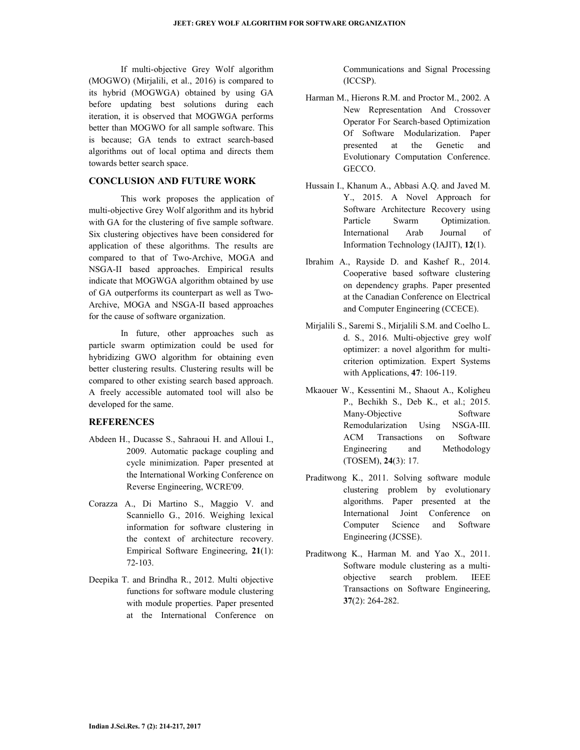If multi-objective Grey Wolf algorithm (MOGWO) (Mirjalili, et al., 2016) is compared to its hybrid (MOGWGA) obtained by using GA before updating best solutions during each iteration, it is observed that MOGWGA performs better than MOGWO for all sample software. This is because; GA tends to extract search-based algorithms out of local optima and directs them towards better search space.

## CONCLUSION AND FUTURE WORK

This work proposes the application of multi-objective Grey Wolf algorithm and its hybrid with GA for the clustering of five sample software. Six clustering objectives have been considered for application of these algorithms. The results are compared to that of Two-Archive, MOGA and NSGA-II based approaches. Empirical results indicate that MOGWGA algorithm obtained by use of GA outperforms its counterpart as well as Two-Archive, MOGA and NSGA-II based approaches for the cause of software organization.

In future, other approaches such as particle swarm optimization could be used for hybridizing GWO algorithm for obtaining even better clustering results. Clustering results will be compared to other existing search based approach. A freely accessible automated tool will also be developed for the same.

## REFERENCES

Abdeen H., Ducasse S., Sahraoui H. and Alloui I., 2009. Automatic package coupling and cycle minimization. Paper presented at the International Working Conference on Reverse Engineering, WCRE'09.

Corazza A., Di Martino S., Maggio V. and Scanniello G., 2016. Weighing lexical information for software clustering in the context of architecture recovery. Empirical Software Engineering, **21**(1): 72-103.

Deepika T. and Brindha R., 2012. Multi objective functions for software module clustering with module properties. Paper presented at the International Conference on Communications and Signal Processing (ICCSP).

Harman M., Hierons R.M. and Proctor M., 2002. A New Representation And Crossover Operator For Search-based Optimization Of Software Modularization. Paper presented at the Genetic and Evolutionary Computation Conference. GECCO.

Hussain I., Khanum A., Abbasi A.Q. and Javed M. Y., 2015. A Novel Approach for Software Architecture Recovery using Particle Swarm Optimization. International Arab Journal of Information Technology (IAJIT), **12**(1).

Ibrahim A., Rayside D. and Kashef R., 2014. Cooperative based software clustering on dependency graphs. Paper presented at the Canadian Conference on Electrical and Computer Engineering (CCECE).

Mirjalili S., Saremi S., Mirjalili S.M. and Coelho L. d. S., 2016. Multi-objective grey wolf optimizer: a novel algorithm for multi-criterion optimization. Expert Systems with Applications, **47**: 106-119.

Mkaouer W., Kessentini M., Shaout A., Koligheu P., Bechikh S., Deb K., et al.; 2015. Many-Objective Software Remodularization Using NSGA-III. ACM Transactions on Software Engineering and Methodology (TOSEM), **24**(3): 17.

Praditwong K., 2011. Solving software module clustering problem by evolutionary algorithms. Paper presented at the International Joint Conference on Computer Science and Software Engineering (JCSSE).

Praditwong K., Harman M. and Yao X., 2011. Software module clustering as a multi-objective search problem. IEEE Transactions on Software Engineering, **37**(2): 264-282.